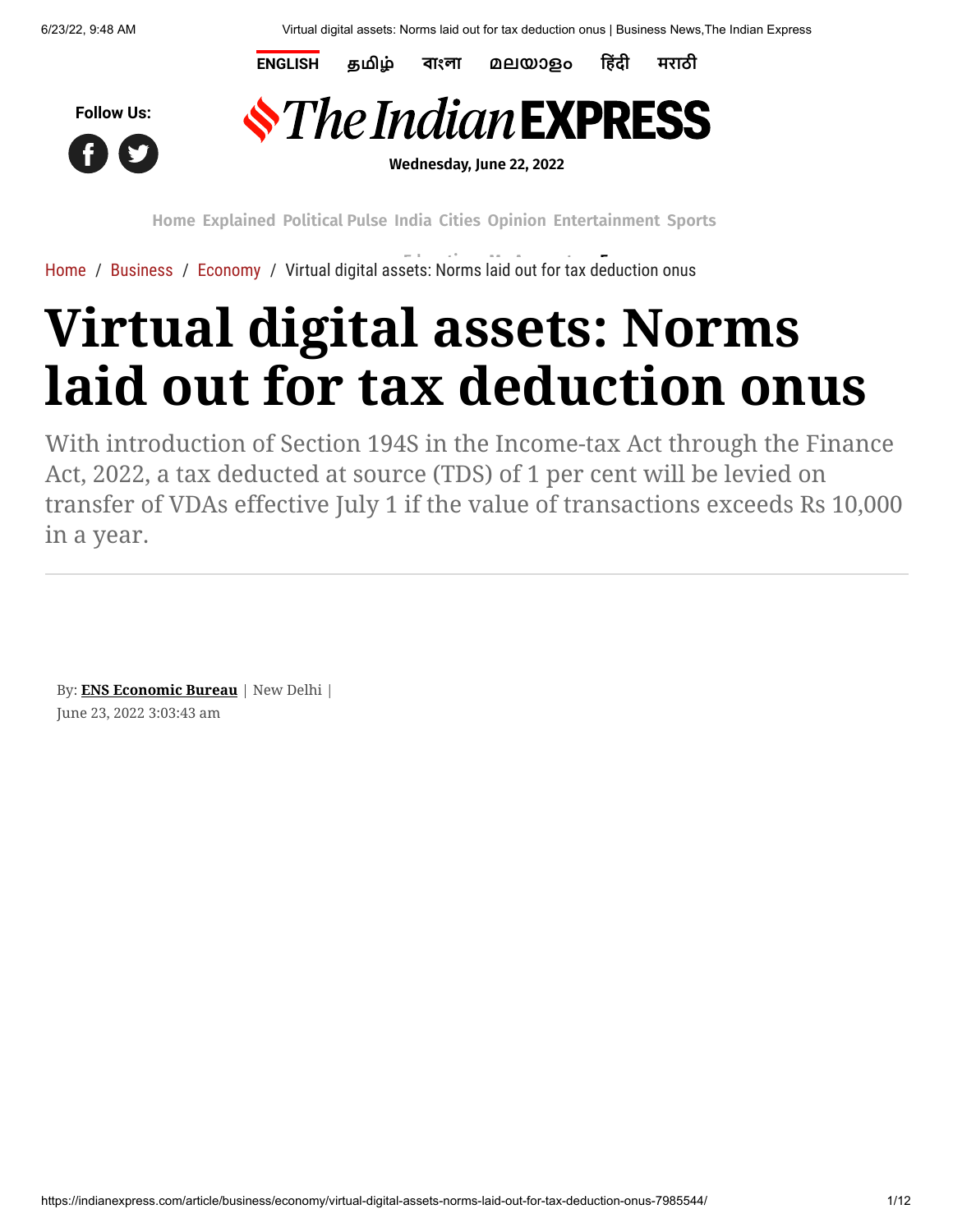# Virtual digital assets: Norms laid out for tax deduction onus

With introduction of Section 194S in the Income-tax Act through the Finance Act, 2022, a tax deducted at source (TDS) of 1 per cent will be levied on transfer of VDAs effective July 1 if the value of transactions exceeds Rs 10,000 in a year.

By: **ENS Economic Bureau** | New Delhi |
June 23, 2022 3:03:43 am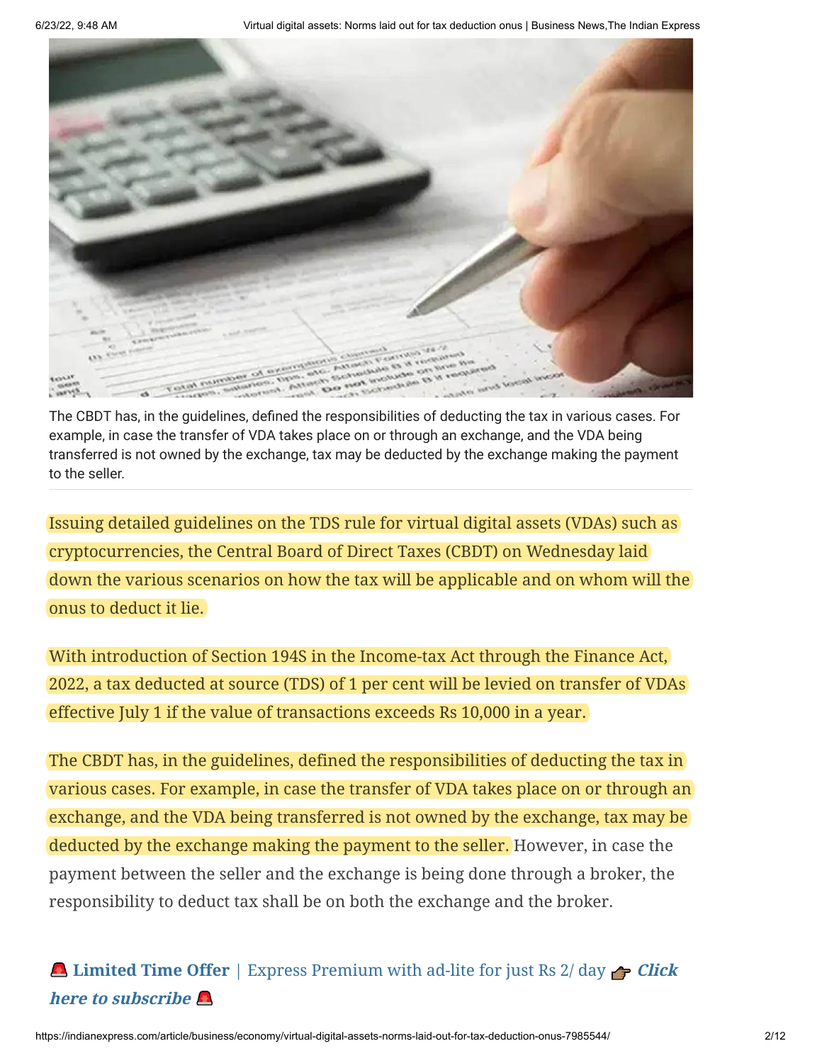The CBDT has, in the guidelines, defined the responsibilities of deducting the tax in various cases. For example, in case the transfer of VDA takes place on or through an exchange, and the VDA being transferred is not owned by the exchange, tax may be deducted by the exchange making the payment to the seller.

Issuing detailed guidelines on the TDS rule for virtual digital assets (VDAs) such as cryptocurrencies, the Central Board of Direct Taxes (CBDT) on Wednesday laid down the various scenarios on how the tax will be applicable and on whom will the onus to deduct it lie.

With introduction of Section 194S in the Income-tax Act through the Finance Act, 2022, a tax deducted at source (TDS) of 1 per cent will be levied on transfer of VDAs effective July 1 if the value of transactions exceeds Rs 10,000 in a year.

The CBDT has, in the guidelines, defined the responsibilities of deducting the tax in various cases. For example, in case the transfer of VDA takes place on or through an exchange, and the VDA being transferred is not owned by the exchange, tax may be deducted by the exchange making the payment to the seller. However, in case the payment between the seller and the exchange is being done through a broker, the responsibility to deduct tax shall be on both the exchange and the broker.

🚨 **Limited Time Offer** | Express Premium with ad-lite for just Rs 2/ day 👉 ***Click here to subscribe*** 🚨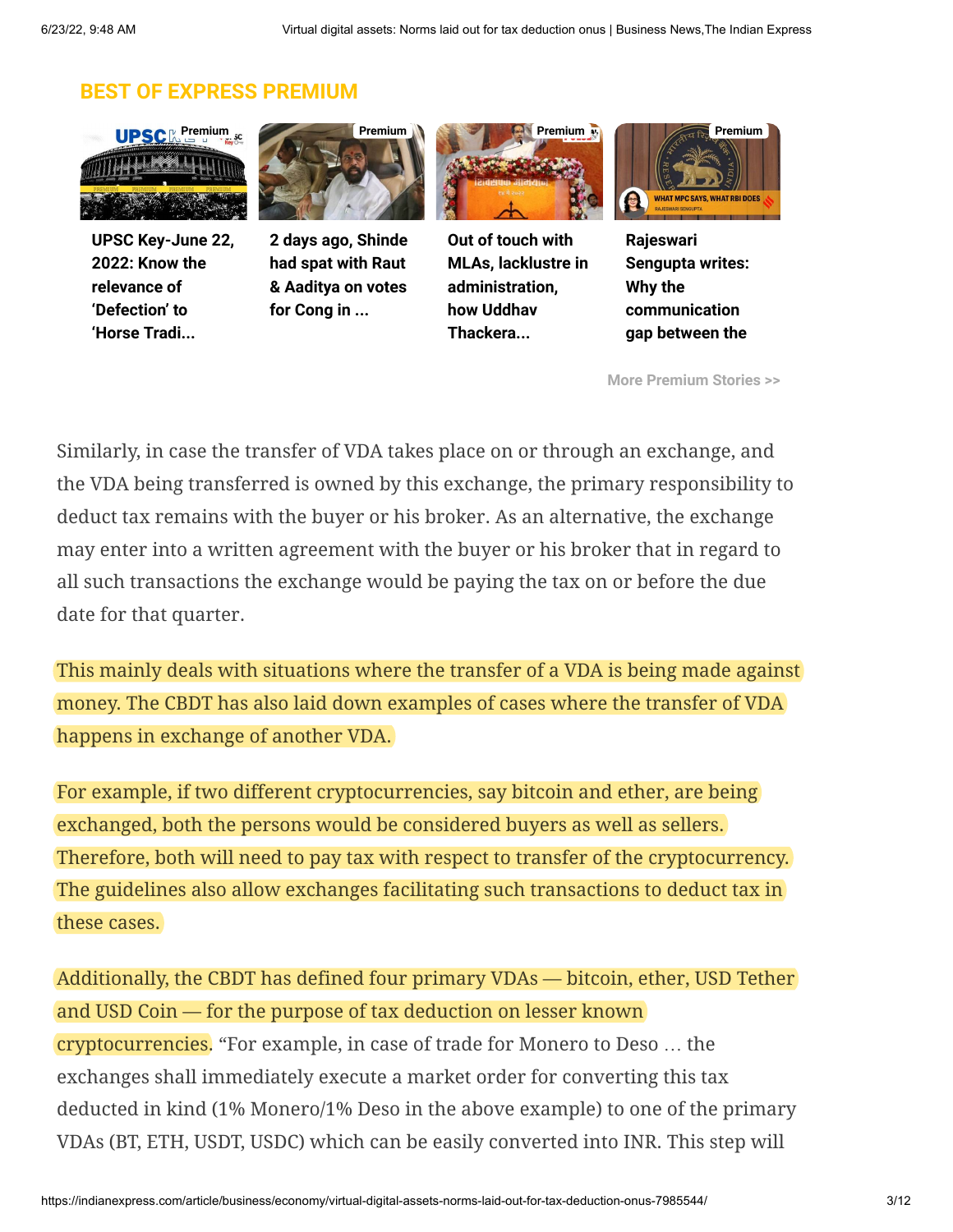Similarly, in case the transfer of VDA takes place on or through an exchange, and the VDA being transferred is owned by this exchange, the primary responsibility to deduct tax remains with the buyer or his broker. As an alternative, the exchange may enter into a written agreement with the buyer or his broker that in regard to all such transactions the exchange would be paying the tax on or before the due date for that quarter.

This mainly deals with situations where the transfer of a VDA is being made against money. The CBDT has also laid down examples of cases where the transfer of VDA happens in exchange of another VDA.

For example, if two different cryptocurrencies, say bitcoin and ether, are being exchanged, both the persons would be considered buyers as well as sellers. Therefore, both will need to pay tax with respect to transfer of the cryptocurrency. The guidelines also allow exchanges facilitating such transactions to deduct tax in these cases.

Additionally, the CBDT has defined four primary VDAs — bitcoin, ether, USD Tether and USD Coin — for the purpose of tax deduction on lesser known cryptocurrencies. "For example, in case of trade for Monero to Deso … the exchanges shall immediately execute a market order for converting this tax deducted in kind (1% Monero/1% Deso in the above example) to one of the primary VDAs (BT, ETH, USDT, USDC) which can be easily converted into INR. This step will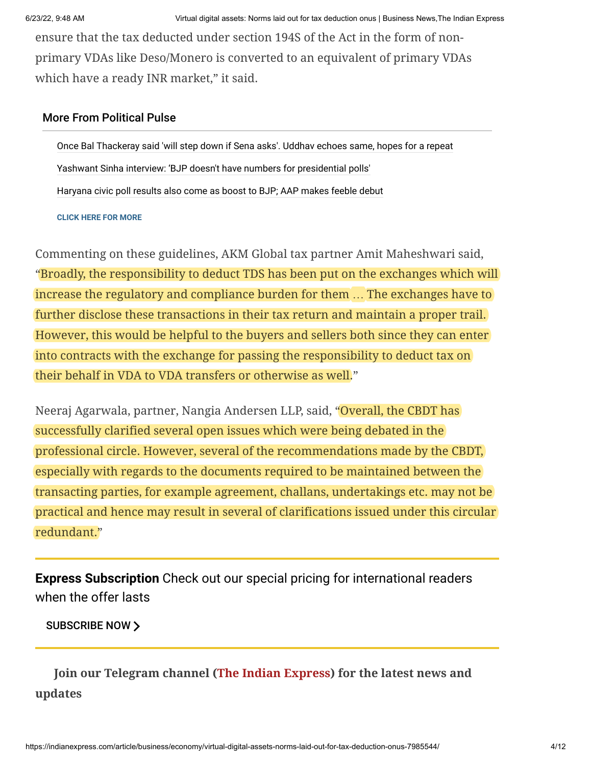ensure that the tax deducted under section 194S of the Act in the form of non-primary VDAs like Deso/Monero is converted to an equivalent of primary VDAs which have a ready INR market," it said.

**More From Political Pulse**

- Once Bal Thackeray said 'will step down if Sena asks'. Uddhav echoes same, hopes for a repeat
- Yashwant Sinha interview: 'BJP doesn't have numbers for presidential polls'
- Haryana civic poll results also come as boost to BJP; AAP makes feeble debut

CLICK HERE FOR MORE

Commenting on these guidelines, AKM Global tax partner Amit Maheshwari said, "Broadly, the responsibility to deduct TDS has been put on the exchanges which will increase the regulatory and compliance burden for them … The exchanges have to further disclose these transactions in their tax return and maintain a proper trail. However, this would be helpful to the buyers and sellers both since they can enter into contracts with the exchange for passing the responsibility to deduct tax on their behalf in VDA to VDA transfers or otherwise as well."

Neeraj Agarwala, partner, Nangia Andersen LLP, said, "Overall, the CBDT has successfully clarified several open issues which were being debated in the professional circle. However, several of the recommendations made by the CBDT, especially with regards to the documents required to be maintained between the transacting parties, for example agreement, challans, undertakings etc. may not be practical and hence may result in several of clarifications issued under this circular redundant."

**Express Subscription** Check out our special pricing for international readers when the offer lasts

SUBSCRIBE NOW >

**Join our Telegram channel (The Indian Express) for the latest news and updates**